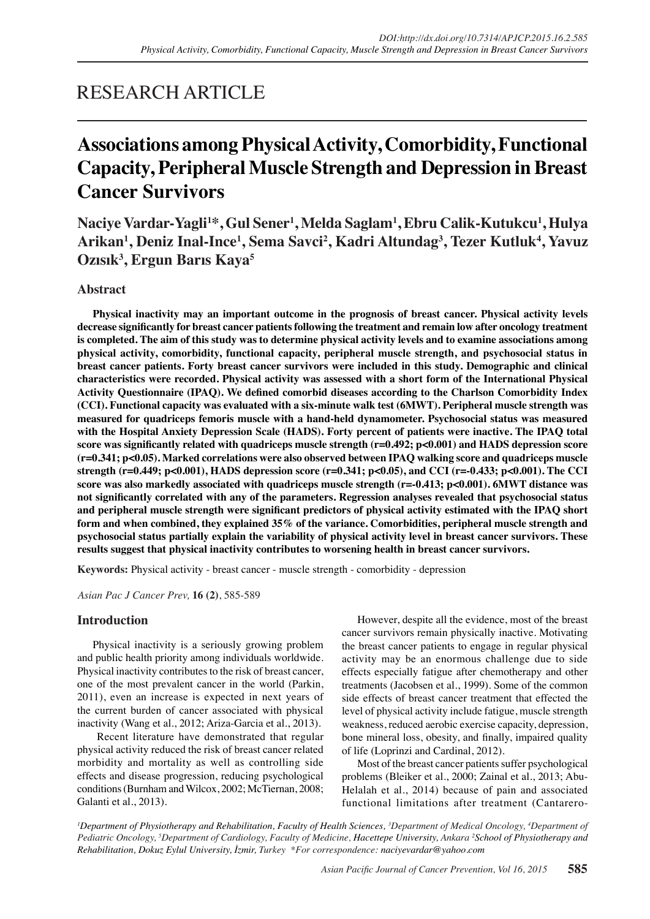RESEARCH ARTICLE

# Associations among Physical Activity, Comorbidity, Functional Capacity, Peripheral Muscle Strength and Depression in Breast Cancer Survivors

**Naciye Vardar-Yagli[1]\*, Gul Sener[1], Melda Saglam[1], Ebru Calik-Kutukcu[1], Hulya Arikan[1], Deniz Inal-Ince[1], Sema Savci[2], Kadri Altundag[3], Tezer Kutluk[4], Yavuz Ozısık[3], Ergun Barıs Kaya[5]**

## Abstract

**Physical inactivity may an important outcome in the prognosis of breast cancer. Physical activity levels decrease significantly for breast cancer patients following the treatment and remain low after oncology treatment is completed. The aim of this study was to determine physical activity levels and to examine associations among physical activity, comorbidity, functional capacity, peripheral muscle strength, and psychosocial status in breast cancer patients. Forty breast cancer survivors were included in this study. Demographic and clinical characteristics were recorded. Physical activity was assessed with a short form of the International Physical Activity Questionnaire (IPAQ). We defined comorbid diseases according to the Charlson Comorbidity Index (CCI). Functional capacity was evaluated with a six-minute walk test (6MWT). Peripheral muscle strength was measured for quadriceps femoris muscle with a hand-held dynamometer. Psychosocial status was measured with the Hospital Anxiety Depression Scale (HADS). Forty percent of patients were inactive. The IPAQ total score was significantly related with quadriceps muscle strength ($r=0.492$; $p<0.001$) and HADS depression score ($r=0.341$; $p<0.05$). Marked correlations were also observed between IPAQ walking score and quadriceps muscle strength ($r=0.449$; $p<0.001$), HADS depression score ($r=0.341$; $p<0.05$), and CCI ($r=-0.433$; $p<0.001$). The CCI score was also markedly associated with quadriceps muscle strength ($r=-0.413$; $p<0.001$). 6MWT distance was not significantly correlated with any of the parameters. Regression analyses revealed that psychosocial status and peripheral muscle strength were significant predictors of physical activity estimated with the IPAQ short form and when combined, they explained 35% of the variance. Comorbidities, peripheral muscle strength and psychosocial status partially explain the variability of physical activity level in breast cancer survivors. These results suggest that physical inactivity contributes to worsening health in breast cancer survivors.**

**Keywords:** Physical activity - breast cancer - muscle strength - comorbidity - depression

*Asian Pac J Cancer Prev,* **16 (2)**, 585-589

## Introduction

Physical inactivity is a seriously growing problem and public health priority among individuals worldwide. Physical inactivity contributes to the risk of breast cancer, one of the most prevalent cancer in the world (Parkin, 2011), even an increase is expected in next years of the current burden of cancer associated with physical inactivity (Wang et al., 2012; Ariza-Garcia et al., 2013).

Recent literature have demonstrated that regular physical activity reduced the risk of breast cancer related morbidity and mortality as well as controlling side effects and disease progression, reducing psychological conditions (Burnham and Wilcox, 2002; McTiernan, 2008; Galanti et al., 2013).

However, despite all the evidence, most of the breast cancer survivors remain physically inactive. Motivating the breast cancer patients to engage in regular physical activity may be an enormous challenge due to side effects especially fatigue after chemotherapy and other treatments (Jacobsen et al., 1999). Some of the common side effects of breast cancer treatment that effected the level of physical activity include fatigue, muscle strength weakness, reduced aerobic exercise capacity, depression, bone mineral loss, obesity, and finally, impaired quality of life (Loprinzi and Cardinal, 2012).

Most of the breast cancer patients suffer psychological problems (Bleiker et al., 2000; Zainal et al., 2013; Abu-Helalah et al., 2014) because of pain and associated functional limitations after treatment (Cantarero-

[1]Department of Physiotherapy and Rehabilitation, Faculty of Health Sciences, [3]Department of Medical Oncology, [4]Department of Pediatric Oncology, [5]Department of Cardiology, Faculty of Medicine, Hacettepe University, Ankara [2]School of Physiotherapy and Rehabilitation, Dokuz Eylul University, İzmir, Turkey \*For correspondence: naciyevardar@yahoo.com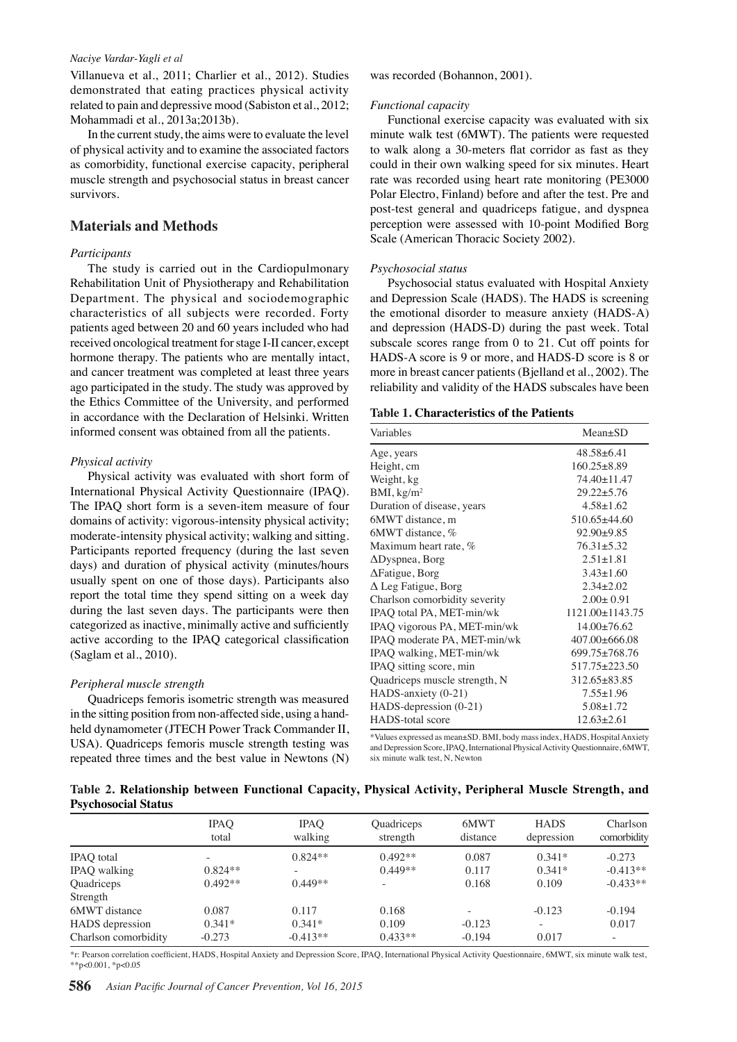Villanueva et al., 2011; Charlier et al., 2012). Studies demonstrated that eating practices physical activity related to pain and depressive mood (Sabiston et al., 2012; Mohammadi et al., 2013a;2013b).

In the current study, the aims were to evaluate the level of physical activity and to examine the associated factors as comorbidity, functional exercise capacity, peripheral muscle strength and psychosocial status in breast cancer survivors.

## Materials and Methods

### *Participants*

The study is carried out in the Cardiopulmonary Rehabilitation Unit of Physiotherapy and Rehabilitation Department. The physical and sociodemographic characteristics of all subjects were recorded. Forty patients aged between 20 and 60 years included who had received oncological treatment for stage I-II cancer, except hormone therapy. The patients who are mentally intact, and cancer treatment was completed at least three years ago participated in the study. The study was approved by the Ethics Committee of the University, and performed in accordance with the Declaration of Helsinki. Written informed consent was obtained from all the patients.

### *Physical activity*

Physical activity was evaluated with short form of International Physical Activity Questionnaire (IPAQ). The IPAQ short form is a seven-item measure of four domains of activity: vigorous-intensity physical activity; moderate-intensity physical activity; walking and sitting. Participants reported frequency (during the last seven days) and duration of physical activity (minutes/hours usually spent on one of those days). Participants also report the total time they spend sitting on a week day during the last seven days. The participants were then categorized as inactive, minimally active and sufficiently active according to the IPAQ categorical classification (Saglam et al., 2010).

### *Peripheral muscle strength*

Quadriceps femoris isometric strength was measured in the sitting position from non-affected side, using a hand-held dynamometer (JTECH Power Track Commander II, USA). Quadriceps femoris muscle strength testing was repeated three times and the best value in Newtons (N) was recorded (Bohannon, 2001).

### *Functional capacity*

Functional exercise capacity was evaluated with six minute walk test (6MWT). The patients were requested to walk along a 30-meters flat corridor as fast as they could in their own walking speed for six minutes. Heart rate was recorded using heart rate monitoring (PE3000 Polar Electro, Finland) before and after the test. Pre and post-test general and quadriceps fatigue, and dyspnea perception were assessed with 10-point Modified Borg Scale (American Thoracic Society 2002).

### *Psychosocial status*

Psychosocial status evaluated with Hospital Anxiety and Depression Scale (HADS). The HADS is screening the emotional disorder to measure anxiety (HADS-A) and depression (HADS-D) during the past week. Total subscale scores range from 0 to 21. Cut off points for HADS-A score is 9 or more, and HADS-D score is 8 or more in breast cancer patients (Bjelland et al., 2002). The reliability and validity of the HADS subscales have been

**Table 1. Characteristics of the Patients**

| Variables | Mean±SD |
|---|---|
| Age, years | 48.58±6.41 |
| Height, cm | 160.25±8.89 |
| Weight, kg | 74.40±11.47 |
| BMI, kg/m$^2$ | 29.22±5.76 |
| Duration of disease, years | 4.58±1.62 |
| 6MWT distance, m | 510.65±44.60 |
| 6MWT distance, % | 92.90±9.85 |
| Maximum heart rate, % | 76.31±5.32 |
| ΔDyspnea, Borg | 2.51±1.81 |
| ΔFatigue, Borg | 3.43±1.60 |
| Δ Leg Fatigue, Borg | 2.34±2.02 |
| Charlson comorbidity severity | 2.00± 0.91 |
| IPAQ total PA, MET-min/wk | 1121.00±1143.75 |
| IPAQ vigorous PA, MET-min/wk | 14.00±76.62 |
| IPAQ moderate PA, MET-min/wk | 407.00±666.08 |
| IPAQ walking, MET-min/wk | 699.75±768.76 |
| IPAQ sitting score, min | 517.75±223.50 |
| Quadriceps muscle strength, N | 312.65±83.85 |
| HADS-anxiety (0-21) | 7.55±1.96 |
| HADS-depression (0-21) | 5.08±1.72 |
| HADS-total score | 12.63±2.61 |

*Values expressed as mean±SD. BMI, body mass index, HADS, Hospital Anxiety and Depression Score, IPAQ, International Physical Activity Questionnaire, 6MWT, six minute walk test, N, Newton

**Table 2. Relationship between Functional Capacity, Physical Activity, Peripheral Muscle Strength, and Psychosocial Status**

| | IPAQ total | IPAQ walking | Quadriceps strength | 6MWT distance | HADS depression | Charlson comorbidity |
|---|---|---|---|---|---|---|
| IPAQ total | - | 0.824** | 0.492** | 0.087 | 0.341* | -0.273 |
| IPAQ walking | 0.824** | - | 0.449** | 0.117 | 0.341* | -0.413** |
| Quadriceps Strength | 0.492** | 0.449** | - | 0.168 | 0.109 | -0.433** |
| 6MWT distance | 0.087 | 0.117 | 0.168 | - | -0.123 | -0.194 |
| HADS depression | 0.341* | 0.341* | 0.109 | -0.123 | - | 0.017 |
| Charlson comorbidity | -0.273 | -0.413** | 0.433** | -0.194 | 0.017 | - |

*r: Pearson correlation coefficient, HADS, Hospital Anxiety and Depression Score, IPAQ, International Physical Activity Questionnaire, 6MWT, six minute walk test, **p<0.001, *p<0.05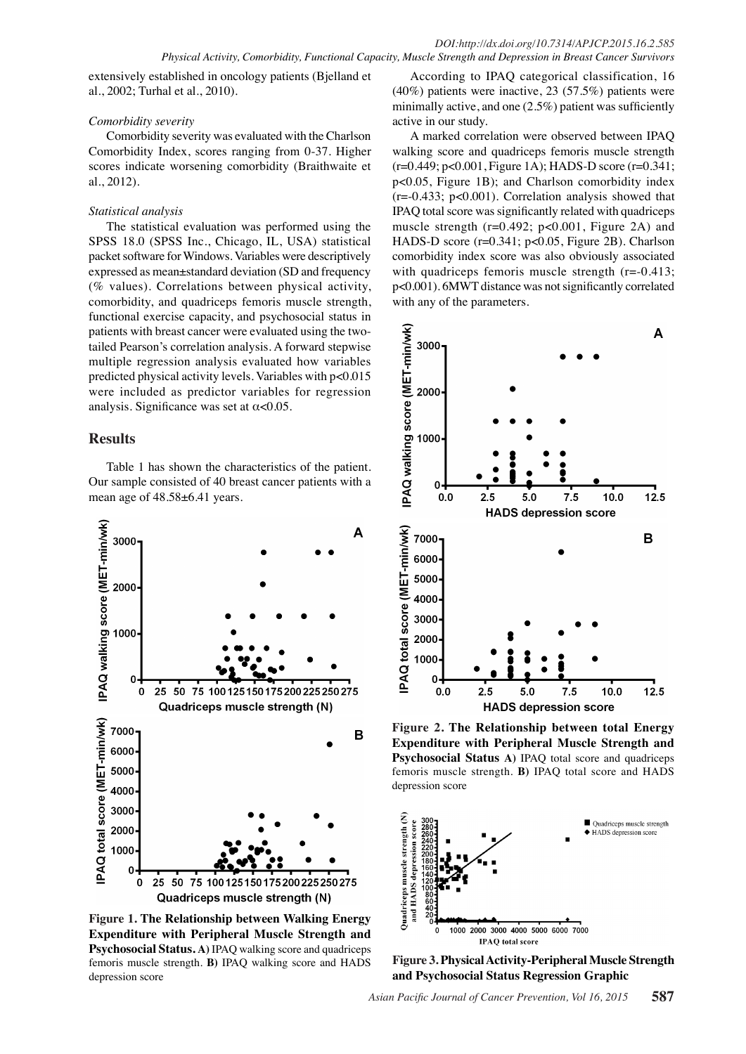extensively established in oncology patients (Bjelland et al., 2002; Turhal et al., 2010).

*Comorbidity severity*

Comorbidity severity was evaluated with the Charlson Comorbidity Index, scores ranging from 0-37. Higher scores indicate worsening comorbidity (Braithwaite et al., 2012).

*Statistical analysis*

The statistical evaluation was performed using the SPSS 18.0 (SPSS Inc., Chicago, IL, USA) statistical packet software for Windows. Variables were descriptively expressed as mean±standard deviation (SD and frequency (% values). Correlations between physical activity, comorbidity, and quadriceps femoris muscle strength, functional exercise capacity, and psychosocial status in patients with breast cancer were evaluated using the two-tailed Pearson's correlation analysis. A forward stepwise multiple regression analysis evaluated how variables predicted physical activity levels. Variables with $p<0.015$ were included as predictor variables for regression analysis. Significance was set at $\alpha<0.05$.

## Results

Table 1 has shown the characteristics of the patient. Our sample consisted of 40 breast cancer patients with a mean age of 48.58±6.41 years.

**Figure 1. The Relationship between Walking Energy Expenditure with Peripheral Muscle Strength and Psychosocial Status. A)** IPAQ walking score and quadriceps femoris muscle strength. **B)** IPAQ walking score and HADS depression score

According to IPAQ categorical classification, 16 (40%) patients were inactive, 23 (57.5%) patients were minimally active, and one (2.5%) patient was sufficiently active in our study.

A marked correlation were observed between IPAQ walking score and quadriceps femoris muscle strength ($r=0.449$; $p<0.001$, Figure 1A); HADS-D score ($r=0.341$; $p<0.05$, Figure 1B); and Charlson comorbidity index ($r=-0.433$; $p<0.001$). Correlation analysis showed that IPAQ total score was significantly related with quadriceps muscle strength ($r=0.492$; $p<0.001$, Figure 2A) and HADS-D score ($r=0.341$; $p<0.05$, Figure 2B). Charlson comorbidity index score was also obviously associated with quadriceps femoris muscle strength ($r=-0.413$; $p<0.001$). 6MWT distance was not significantly correlated with any of the parameters.

**Figure 2. The Relationship between total Energy Expenditure with Peripheral Muscle Strength and Psychosocial Status A)** IPAQ total score and quadriceps femoris muscle strength. **B)** IPAQ total score and HADS depression score

**Figure 3. Physical Activity-Peripheral Muscle Strength and Psychosocial Status Regression Graphic**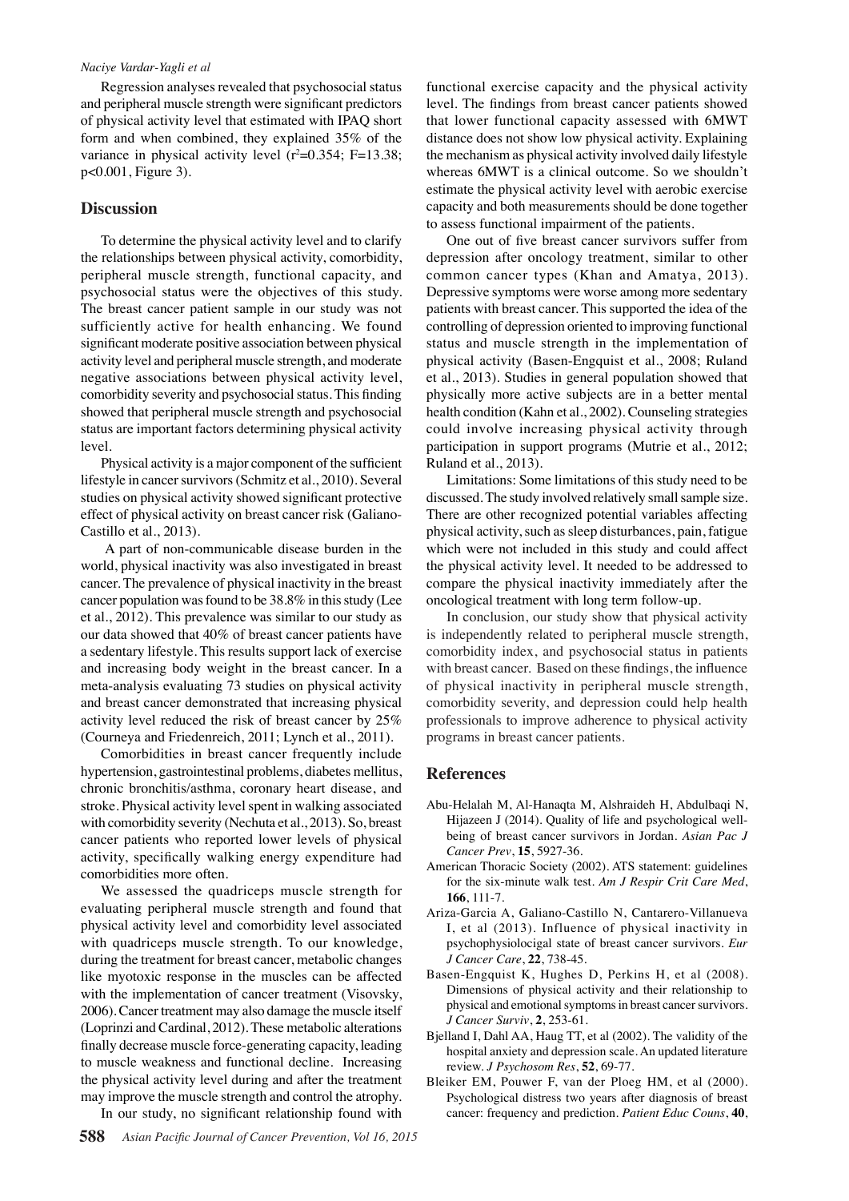Regression analyses revealed that psychosocial status and peripheral muscle strength were significant predictors of physical activity level that estimated with IPAQ short form and when combined, they explained 35% of the variance in physical activity level ($r^2$=0.354; F=13.38; p<0.001, Figure 3).

## Discussion

To determine the physical activity level and to clarify the relationships between physical activity, comorbidity, peripheral muscle strength, functional capacity, and psychosocial status were the objectives of this study. The breast cancer patient sample in our study was not sufficiently active for health enhancing. We found significant moderate positive association between physical activity level and peripheral muscle strength, and moderate negative associations between physical activity level, comorbidity severity and psychosocial status. This finding showed that peripheral muscle strength and psychosocial status are important factors determining physical activity level.

Physical activity is a major component of the sufficient lifestyle in cancer survivors (Schmitz et al., 2010). Several studies on physical activity showed significant protective effect of physical activity on breast cancer risk (Galiano-Castillo et al., 2013).

A part of non-communicable disease burden in the world, physical inactivity was also investigated in breast cancer. The prevalence of physical inactivity in the breast cancer population was found to be 38.8% in this study (Lee et al., 2012). This prevalence was similar to our study as our data showed that 40% of breast cancer patients have a sedentary lifestyle. This results support lack of exercise and increasing body weight in the breast cancer. In a meta-analysis evaluating 73 studies on physical activity and breast cancer demonstrated that increasing physical activity level reduced the risk of breast cancer by 25% (Courneya and Friedenreich, 2011; Lynch et al., 2011).

Comorbidities in breast cancer frequently include hypertension, gastrointestinal problems, diabetes mellitus, chronic bronchitis/asthma, coronary heart disease, and stroke. Physical activity level spent in walking associated with comorbidity severity (Nechuta et al., 2013). So, breast cancer patients who reported lower levels of physical activity, specifically walking energy expenditure had comorbidities more often.

We assessed the quadriceps muscle strength for evaluating peripheral muscle strength and found that physical activity level and comorbidity level associated with quadriceps muscle strength. To our knowledge, during the treatment for breast cancer, metabolic changes like myotoxic response in the muscles can be affected with the implementation of cancer treatment (Visovsky, 2006). Cancer treatment may also damage the muscle itself (Loprinzi and Cardinal, 2012). These metabolic alterations finally decrease muscle force-generating capacity, leading to muscle weakness and functional decline. Increasing the physical activity level during and after the treatment may improve the muscle strength and control the atrophy.

In our study, no significant relationship found with functional exercise capacity and the physical activity level. The findings from breast cancer patients showed that lower functional capacity assessed with 6MWT distance does not show low physical activity. Explaining the mechanism as physical activity involved daily lifestyle whereas 6MWT is a clinical outcome. So we shouldn't estimate the physical activity level with aerobic exercise capacity and both measurements should be done together to assess functional impairment of the patients.

One out of five breast cancer survivors suffer from depression after oncology treatment, similar to other common cancer types (Khan and Amatya, 2013). Depressive symptoms were worse among more sedentary patients with breast cancer. This supported the idea of the controlling of depression oriented to improving functional status and muscle strength in the implementation of physical activity (Basen-Engquist et al., 2008; Ruland et al., 2013). Studies in general population showed that physically more active subjects are in a better mental health condition (Kahn et al., 2002). Counseling strategies could involve increasing physical activity through participation in support programs (Mutrie et al., 2012; Ruland et al., 2013).

Limitations: Some limitations of this study need to be discussed. The study involved relatively small sample size. There are other recognized potential variables affecting physical activity, such as sleep disturbances, pain, fatigue which were not included in this study and could affect the physical activity level. It needed to be addressed to compare the physical inactivity immediately after the oncological treatment with long term follow-up.

In conclusion, our study show that physical activity is independently related to peripheral muscle strength, comorbidity index, and psychosocial status in patients with breast cancer. Based on these findings, the influence of physical inactivity in peripheral muscle strength, comorbidity severity, and depression could help health professionals to improve adherence to physical activity programs in breast cancer patients.

## References

- Abu-Helalah M, Al-Hanaqta M, Alshraideh H, Abdulbaqi N, Hijazeen J (2014). Quality of life and psychological well-being of breast cancer survivors in Jordan. *Asian Pac J Cancer Prev*, **15**, 5927-36.
- American Thoracic Society (2002). ATS statement: guidelines for the six-minute walk test. *Am J Respir Crit Care Med*, **166**, 111-7.
- Ariza-Garcia A, Galiano-Castillo N, Cantarero-Villanueva I, et al (2013). Influence of physical inactivity in psychophysiolocigal state of breast cancer survivors. *Eur J Cancer Care*, **22**, 738-45.
- Basen-Engquist K, Hughes D, Perkins H, et al (2008). Dimensions of physical activity and their relationship to physical and emotional symptoms in breast cancer survivors. *J Cancer Surviv*, **2**, 253-61.
- Bjelland I, Dahl AA, Haug TT, et al (2002). The validity of the hospital anxiety and depression scale. An updated literature review. *J Psychosom Res*, **52**, 69-77.
- Bleiker EM, Pouwer F, van der Ploeg HM, et al (2000). Psychological distress two years after diagnosis of breast cancer: frequency and prediction. *Patient Educ Couns*, **40**,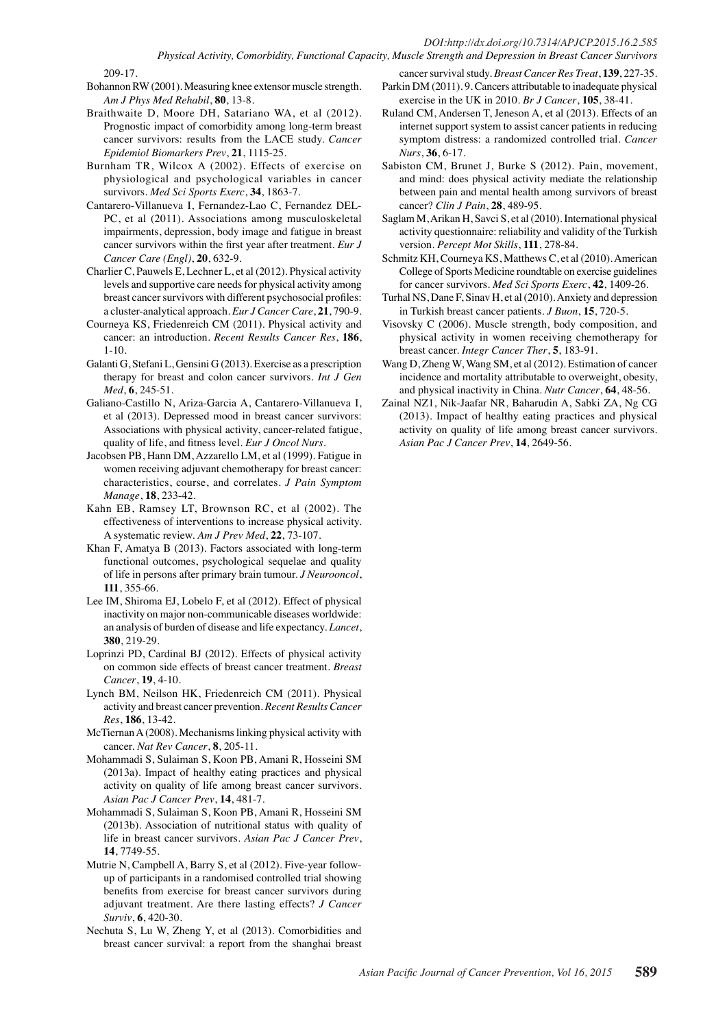209-17.

Bohannon RW (2001). Measuring knee extensor muscle strength. *Am J Phys Med Rehabil*, **80**, 13-8.

Braithwaite D, Moore DH, Satariano WA, et al (2012). Prognostic impact of comorbidity among long-term breast cancer survivors: results from the LACE study. *Cancer Epidemiol Biomarkers Prev*, **21**, 1115-25.

Burnham TR, Wilcox A (2002). Effects of exercise on physiological and psychological variables in cancer survivors. *Med Sci Sports Exerc*, **34**, 1863-7.

Cantarero-Villanueva I, Fernandez-Lao C, Fernandez DEL-PC, et al (2011). Associations among musculoskeletal impairments, depression, body image and fatigue in breast cancer survivors within the first year after treatment. *Eur J Cancer Care (Engl)*, **20**, 632-9.

Charlier C, Pauwels E, Lechner L, et al (2012). Physical activity levels and supportive care needs for physical activity among breast cancer survivors with different psychosocial profiles: a cluster-analytical approach. *Eur J Cancer Care*, **21**, 790-9.

Courneya KS, Friedenreich CM (2011). Physical activity and cancer: an introduction. *Recent Results Cancer Res*, **186**, 1-10.

Galanti G, Stefani L, Gensini G (2013). Exercise as a prescription therapy for breast and colon cancer survivors. *Int J Gen Med*, **6**, 245-51.

Galiano-Castillo N, Ariza-Garcia A, Cantarero-Villanueva I, et al (2013). Depressed mood in breast cancer survivors: Associations with physical activity, cancer-related fatigue, quality of life, and fitness level. *Eur J Oncol Nurs*.

Jacobsen PB, Hann DM, Azzarello LM, et al (1999). Fatigue in women receiving adjuvant chemotherapy for breast cancer: characteristics, course, and correlates. *J Pain Symptom Manage*, **18**, 233-42.

Kahn EB, Ramsey LT, Brownson RC, et al (2002). The effectiveness of interventions to increase physical activity. A systematic review. *Am J Prev Med*, **22**, 73-107.

Khan F, Amatya B (2013). Factors associated with long-term functional outcomes, psychological sequelae and quality of life in persons after primary brain tumour. *J Neurooncol*, **111**, 355-66.

Lee IM, Shiroma EJ, Lobelo F, et al (2012). Effect of physical inactivity on major non-communicable diseases worldwide: an analysis of burden of disease and life expectancy. *Lancet*, **380**, 219-29.

Loprinzi PD, Cardinal BJ (2012). Effects of physical activity on common side effects of breast cancer treatment. *Breast Cancer*, **19**, 4-10.

Lynch BM, Neilson HK, Friedenreich CM (2011). Physical activity and breast cancer prevention. *Recent Results Cancer Res*, **186**, 13-42.

McTiernan A (2008). Mechanisms linking physical activity with cancer. *Nat Rev Cancer*, **8**, 205-11.

Mohammadi S, Sulaiman S, Koon PB, Amani R, Hosseini SM (2013a). Impact of healthy eating practices and physical activity on quality of life among breast cancer survivors. *Asian Pac J Cancer Prev*, **14**, 481-7.

Mohammadi S, Sulaiman S, Koon PB, Amani R, Hosseini SM (2013b). Association of nutritional status with quality of life in breast cancer survivors. *Asian Pac J Cancer Prev*, **14**, 7749-55.

Mutrie N, Campbell A, Barry S, et al (2012). Five-year follow-up of participants in a randomised controlled trial showing benefits from exercise for breast cancer survivors during adjuvant treatment. Are there lasting effects? *J Cancer Surviv*, **6**, 420-30.

Nechuta S, Lu W, Zheng Y, et al (2013). Comorbidities and breast cancer survival: a report from the shanghai breast cancer survival study. *Breast Cancer Res Treat*, **139**, 227-35.

Parkin DM (2011). 9. Cancers attributable to inadequate physical exercise in the UK in 2010. *Br J Cancer*, **105**, 38-41.

Ruland CM, Andersen T, Jeneson A, et al (2013). Effects of an internet support system to assist cancer patients in reducing symptom distress: a randomized controlled trial. *Cancer Nurs*, **36**, 6-17.

Sabiston CM, Brunet J, Burke S (2012). Pain, movement, and mind: does physical activity mediate the relationship between pain and mental health among survivors of breast cancer? *Clin J Pain*, **28**, 489-95.

Saglam M, Arikan H, Savci S, et al (2010). International physical activity questionnaire: reliability and validity of the Turkish version. *Percept Mot Skills*, **111**, 278-84.

Schmitz KH, Courneya KS, Matthews C, et al (2010). American College of Sports Medicine roundtable on exercise guidelines for cancer survivors. *Med Sci Sports Exerc*, **42**, 1409-26.

Turhal NS, Dane F, Sinav H, et al (2010). Anxiety and depression in Turkish breast cancer patients. *J Buon*, **15**, 720-5.

Visovsky C (2006). Muscle strength, body composition, and physical activity in women receiving chemotherapy for breast cancer. *Integr Cancer Ther*, **5**, 183-91.

Wang D, Zheng W, Wang SM, et al (2012). Estimation of cancer incidence and mortality attributable to overweight, obesity, and physical inactivity in China. *Nutr Cancer*, **64**, 48-56.

Zainal NZ1, Nik-Jaafar NR, Baharudin A, Sabki ZA, Ng CG (2013). Impact of healthy eating practices and physical activity on quality of life among breast cancer survivors. *Asian Pac J Cancer Prev*, **14**, 2649-56.